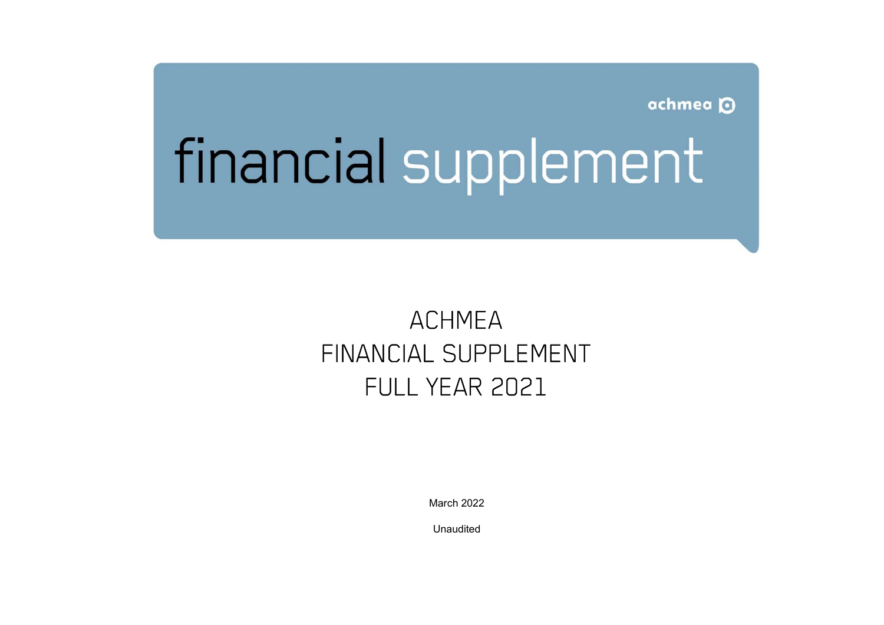achmea

# financial supplement

# ACHMEA
# FINANCIAL SUPPLEMENT
# FULL YEAR 2021

March 2022

Unaudited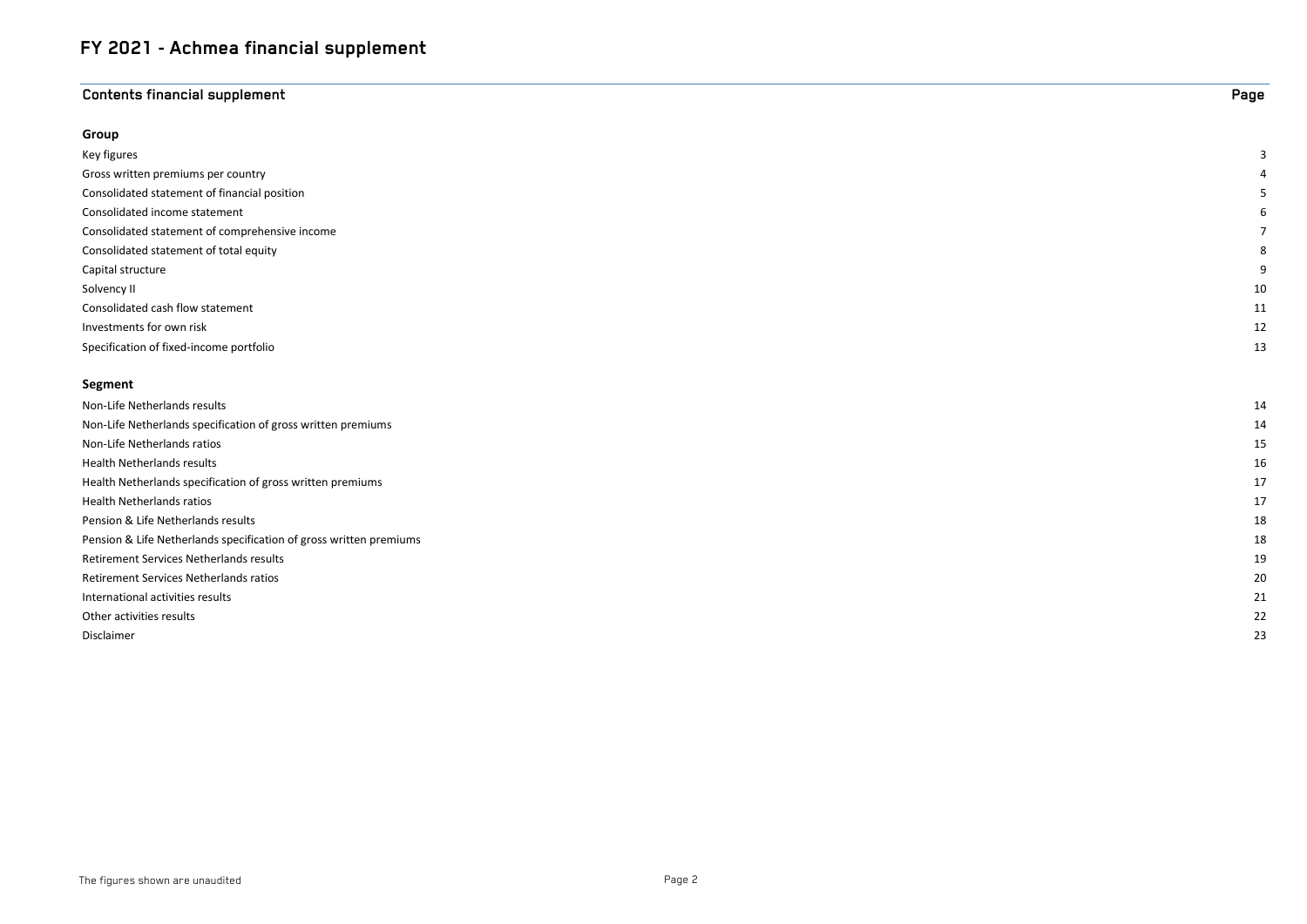# FY 2021 - Achmea financial supplement

| Contents financial supplement | Page |
|---|---|
| **Group** | |
| Key figures | 3 |
| Gross written premiums per country | 4 |
| Consolidated statement of financial position | 5 |
| Consolidated income statement | 6 |
| Consolidated statement of comprehensive income | 7 |
| Consolidated statement of total equity | 8 |
| Capital structure | 9 |
| Solvency II | 10 |
| Consolidated cash flow statement | 11 |
| Investments for own risk | 12 |
| Specification of fixed-income portfolio | 13 |
| **Segment** | |
| Non-Life Netherlands results | 14 |
| Non-Life Netherlands specification of gross written premiums | 14 |
| Non-Life Netherlands ratios | 15 |
| Health Netherlands results | 16 |
| Health Netherlands specification of gross written premiums | 17 |
| Health Netherlands ratios | 17 |
| Pension & Life Netherlands results | 18 |
| Pension & Life Netherlands specification of gross written premiums | 18 |
| Retirement Services Netherlands results | 19 |
| Retirement Services Netherlands ratios | 20 |
| International activities results | 21 |
| Other activities results | 22 |
| Disclaimer | 23 |

The figures shown are unaudited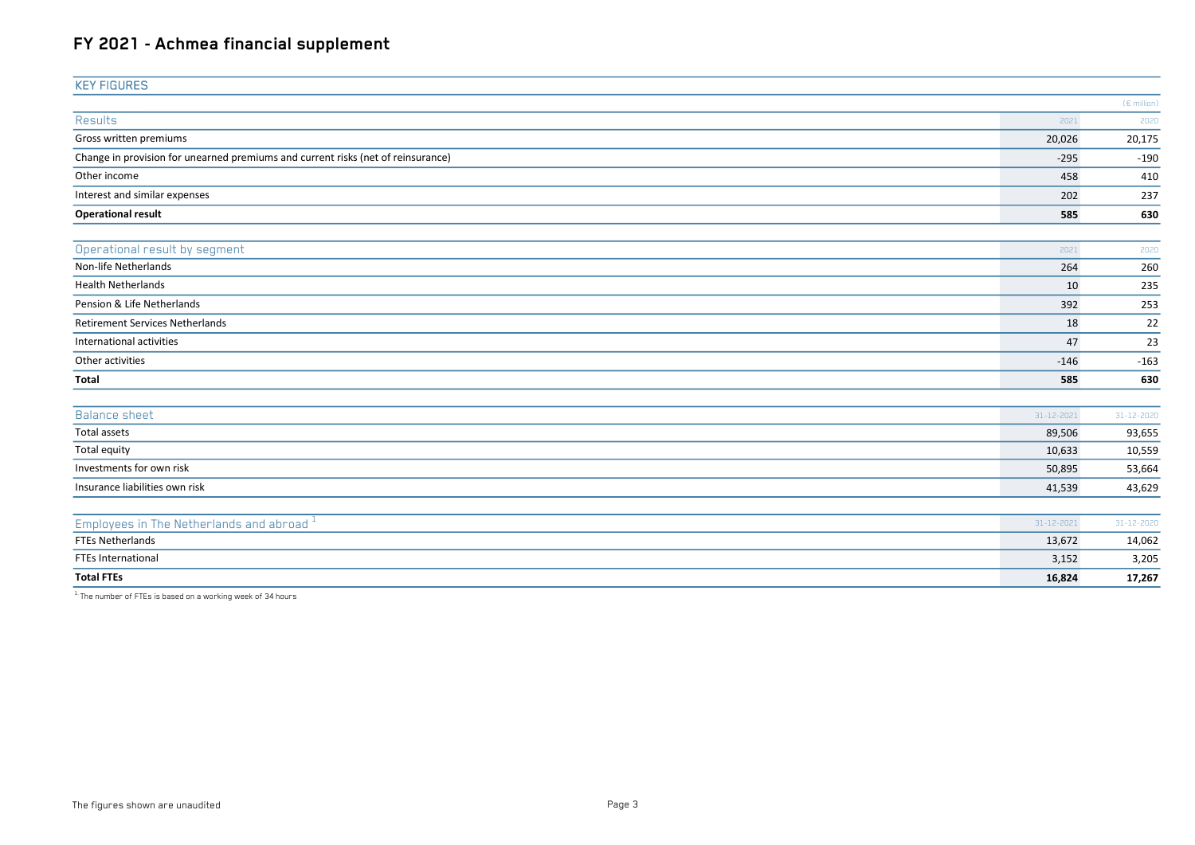# FY 2021 - Achmea financial supplement

## KEY FIGURES

(€ million)

| Results | 2021 | 2020 |
|---|---|---|
| Gross written premiums | 20,026 | 20,175 |
| Change in provision for unearned premiums and current risks (net of reinsurance) | -295 | -190 |
| Other income | 458 | 410 |
| Interest and similar expenses | 202 | 237 |
| **Operational result** | **585** | **630** |

| Operational result by segment | 2021 | 2020 |
|---|---|---|
| Non-life Netherlands | 264 | 260 |
| Health Netherlands | 10 | 235 |
| Pension & Life Netherlands | 392 | 253 |
| Retirement Services Netherlands | 18 | 22 |
| International activities | 47 | 23 |
| Other activities | -146 | -163 |
| **Total** | **585** | **630** |

| Balance sheet | 31-12-2021 | 31-12-2020 |
|---|---|---|
| Total assets | 89,506 | 93,655 |
| Total equity | 10,633 | 10,559 |
| Investments for own risk | 50,895 | 53,664 |
| Insurance liabilities own risk | 41,539 | 43,629 |

| Employees in The Netherlands and abroad [1] | 31-12-2021 | 31-12-2020 |
|---|---|---|
| FTEs Netherlands | 13,672 | 14,062 |
| FTEs International | 3,152 | 3,205 |
| **Total FTEs** | **16,824** | **17,267** |

[1] The number of FTEs is based on a working week of 34 hours

The figures shown are unaudited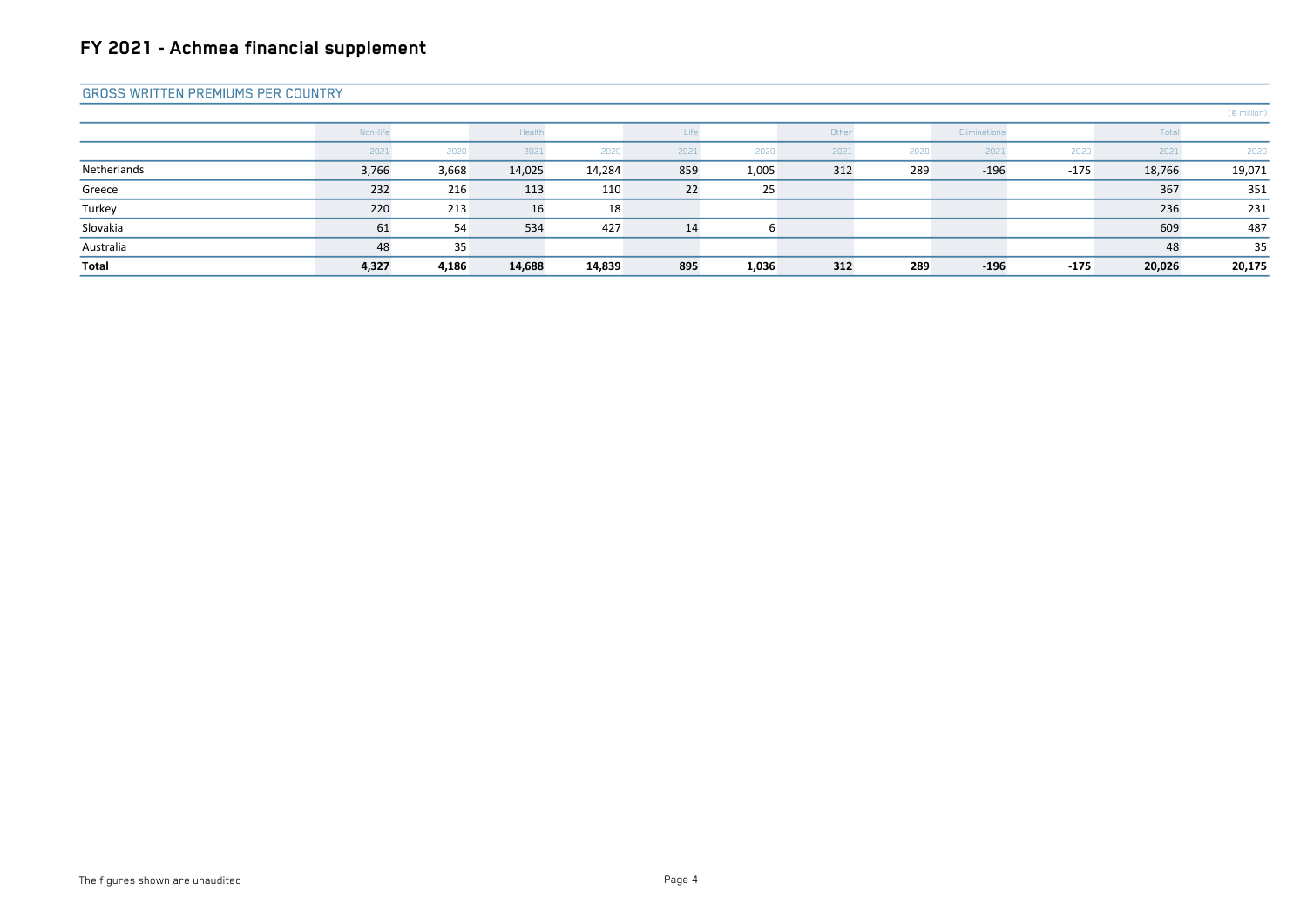# FY 2021 - Achmea financial supplement

## GROSS WRITTEN PREMIUMS PER COUNTRY

(€ million)

| | Non-life | | Health | | Life | | Other | | Eliminations | | Total | |
|---|---|---|---|---|---|---|---|---|---|---|---|---|
| | 2021 | 2020 | 2021 | 2020 | 2021 | 2020 | 2021 | 2020 | 2021 | 2020 | 2021 | 2020 |
| Netherlands | 3,766 | 3,668 | 14,025 | 14,284 | 859 | 1,005 | 312 | 289 | -196 | -175 | 18,766 | 19,071 |
| Greece | 232 | 216 | 113 | 110 | 22 | 25 | | | | | 367 | 351 |
| Turkey | 220 | 213 | 16 | 18 | | | | | | | 236 | 231 |
| Slovakia | 61 | 54 | 534 | 427 | 14 | 6 | | | | | 609 | 487 |
| Australia | 48 | 35 | | | | | | | | | 48 | 35 |
| **Total** | **4,327** | **4,186** | **14,688** | **14,839** | **895** | **1,036** | **312** | **289** | **-196** | **-175** | **20,026** | **20,175** |

The figures shown are unaudited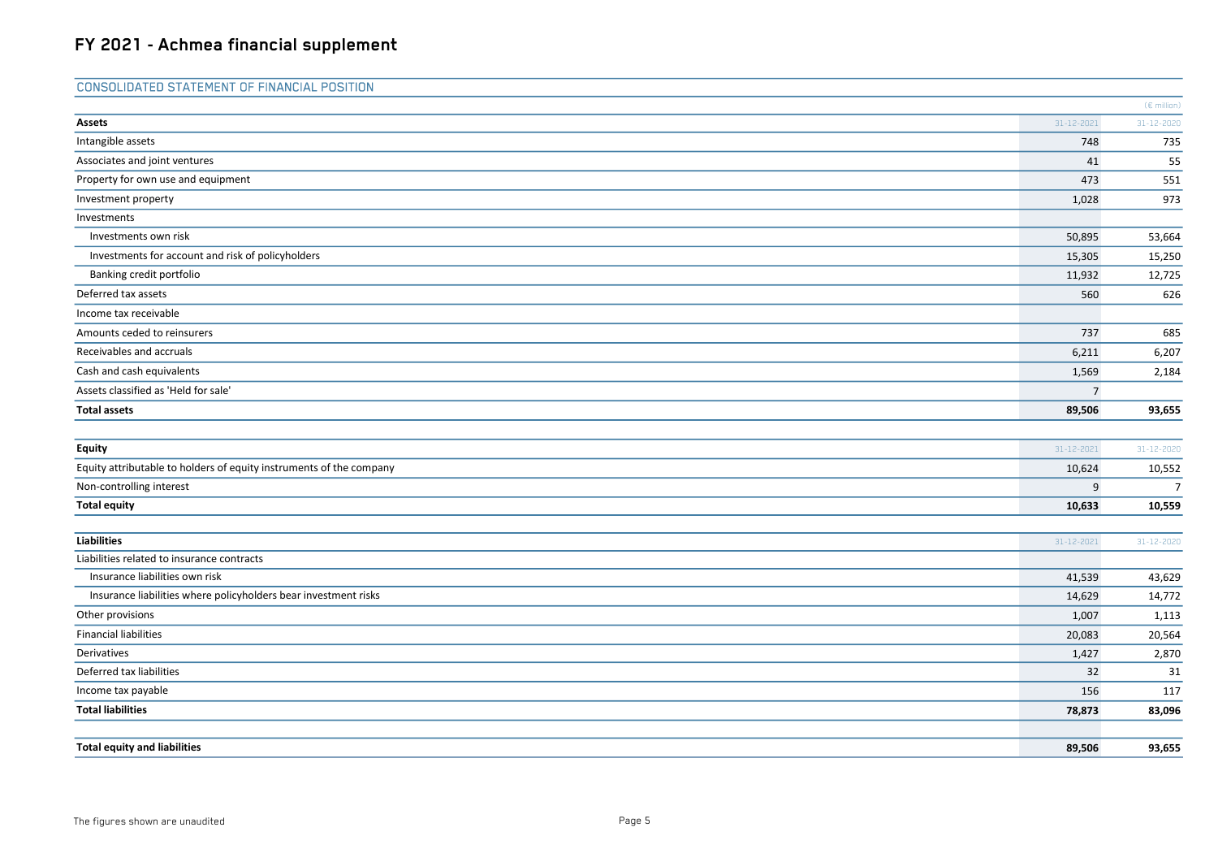# FY 2021 - Achmea financial supplement

## CONSOLIDATED STATEMENT OF FINANCIAL POSITION

(€ million)

| **Assets** | 31-12-2021 | 31-12-2020 |
|---|---|---|
| Intangible assets | 748 | 735 |
| Associates and joint ventures | 41 | 55 |
| Property for own use and equipment | 473 | 551 |
| Investment property | 1,028 | 973 |
| Investments | | |
| Investments own risk | 50,895 | 53,664 |
| Investments for account and risk of policyholders | 15,305 | 15,250 |
| Banking credit portfolio | 11,932 | 12,725 |
| Deferred tax assets | 560 | 626 |
| Income tax receivable | | |
| Amounts ceded to reinsurers | 737 | 685 |
| Receivables and accruals | 6,211 | 6,207 |
| Cash and cash equivalents | 1,569 | 2,184 |
| Assets classified as 'Held for sale' | 7 | |
| **Total assets** | **89,506** | **93,655** |

| **Equity** | 31-12-2021 | 31-12-2020 |
|---|---|---|
| Equity attributable to holders of equity instruments of the company | 10,624 | 10,552 |
| Non-controlling interest | 9 | 7 |
| **Total equity** | **10,633** | **10,559** |

| **Liabilities** | 31-12-2021 | 31-12-2020 |
|---|---|---|
| Liabilities related to insurance contracts | | |
| Insurance liabilities own risk | 41,539 | 43,629 |
| Insurance liabilities where policyholders bear investment risks | 14,629 | 14,772 |
| Other provisions | 1,007 | 1,113 |
| Financial liabilities | 20,083 | 20,564 |
| Derivatives | 1,427 | 2,870 |
| Deferred tax liabilities | 32 | 31 |
| Income tax payable | 156 | 117 |
| **Total liabilities** | **78,873** | **83,096** |
| | | |
| **Total equity and liabilities** | **89,506** | **93,655** |

The figures shown are unaudited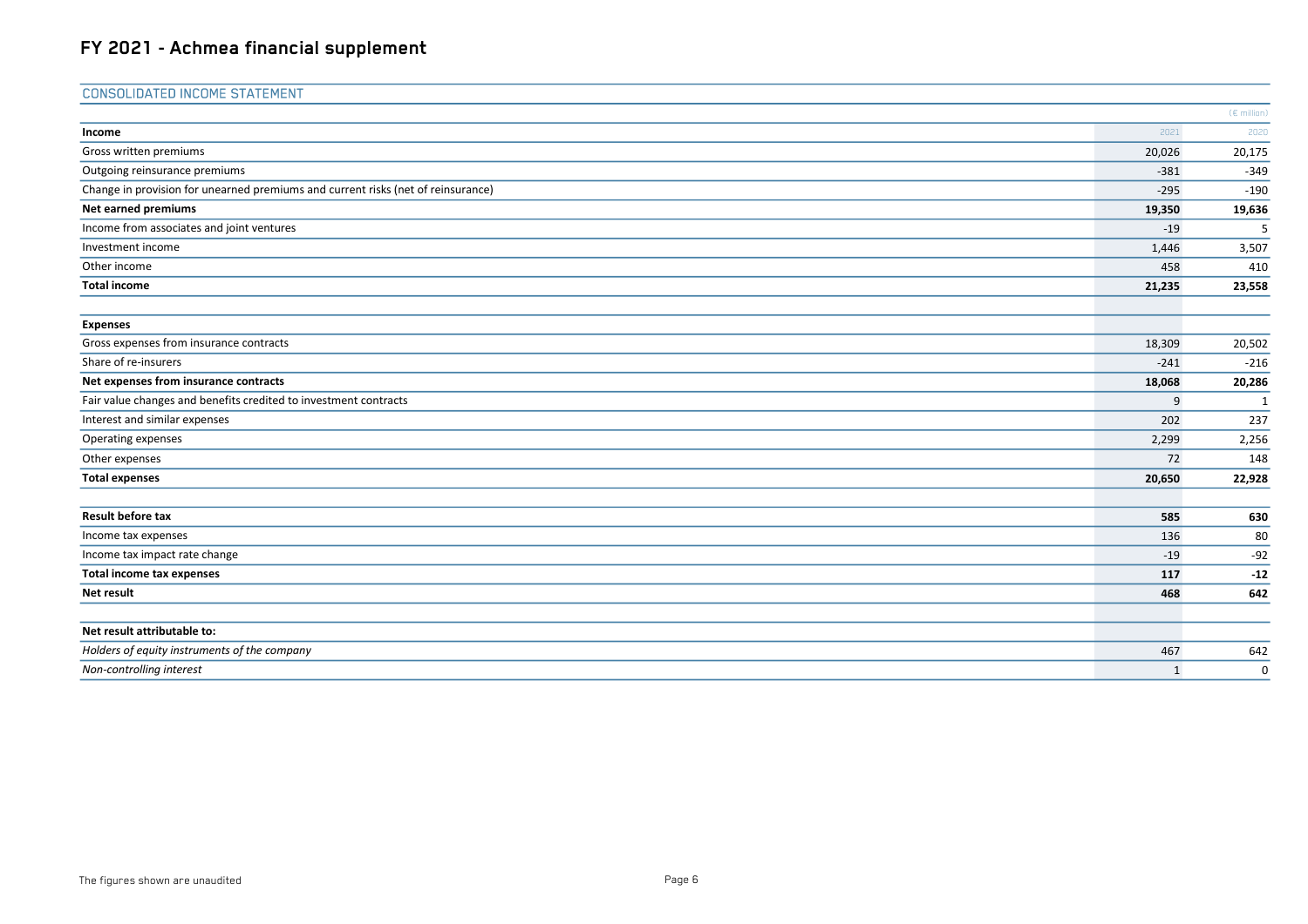# FY 2021 - Achmea financial supplement

## CONSOLIDATED INCOME STATEMENT

(€ million)

| **Income** | 2021 | 2020 |
|---|---|---|
| Gross written premiums | 20,026 | 20,175 |
| Outgoing reinsurance premiums | -381 | -349 |
| Change in provision for unearned premiums and current risks (net of reinsurance) | -295 | -190 |
| **Net earned premiums** | **19,350** | **19,636** |
| Income from associates and joint ventures | -19 | 5 |
| Investment income | 1,446 | 3,507 |
| Other income | 458 | 410 |
| **Total income** | **21,235** | **23,558** |
| | | |
| **Expenses** | | |
| Gross expenses from insurance contracts | 18,309 | 20,502 |
| Share of re-insurers | -241 | -216 |
| **Net expenses from insurance contracts** | **18,068** | **20,286** |
| Fair value changes and benefits credited to investment contracts | 9 | 1 |
| Interest and similar expenses | 202 | 237 |
| Operating expenses | 2,299 | 2,256 |
| Other expenses | 72 | 148 |
| **Total expenses** | **20,650** | **22,928** |
| | | |
| **Result before tax** | **585** | **630** |
| Income tax expenses | 136 | 80 |
| Income tax impact rate change | -19 | -92 |
| **Total income tax expenses** | **117** | **-12** |
| **Net result** | **468** | **642** |
| | | |
| **Net result attributable to:** | | |
| *Holders of equity instruments of the company* | 467 | 642 |
| *Non-controlling interest* | 1 | 0 |

The figures shown are unaudited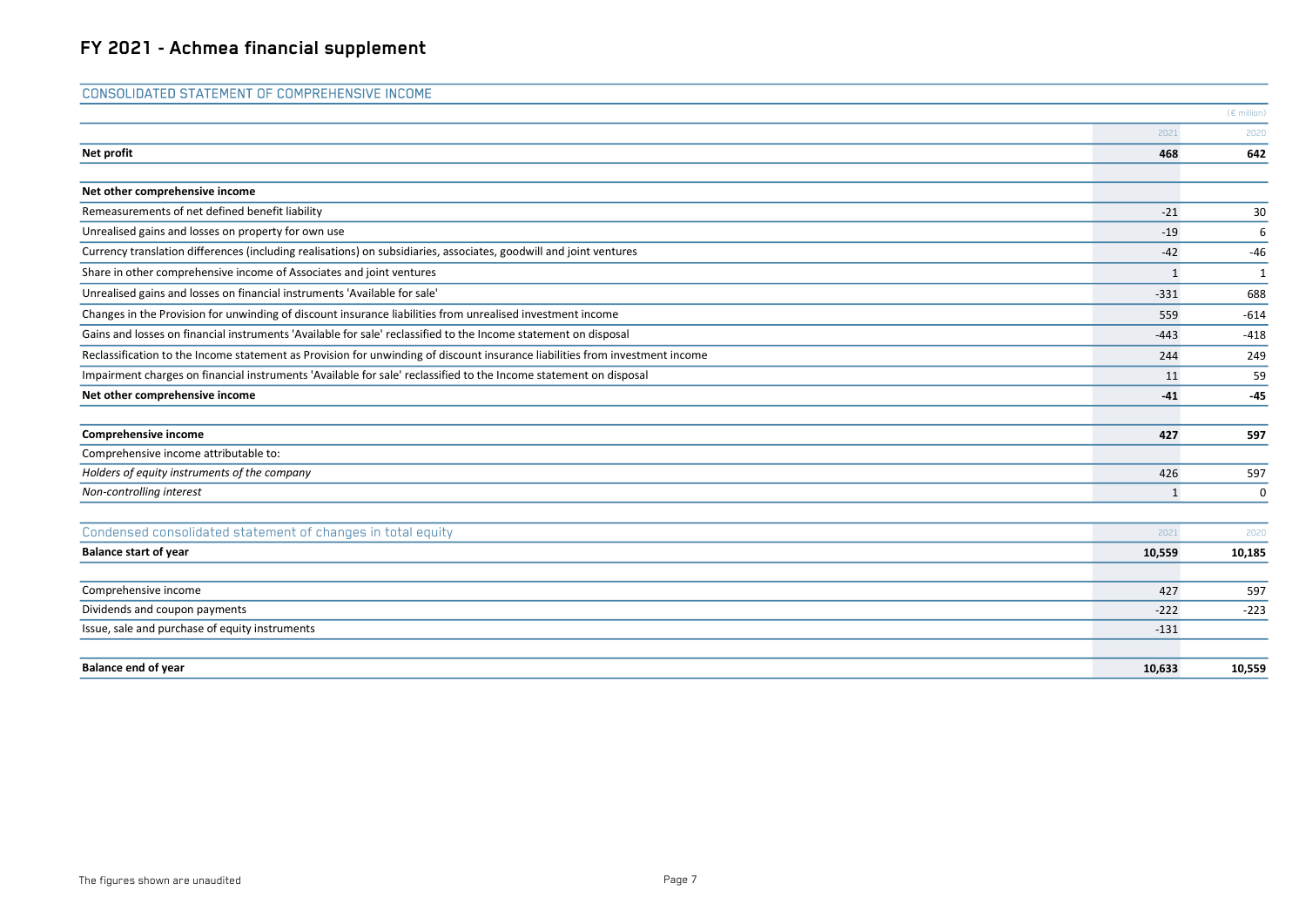# FY 2021 - Achmea financial supplement

## CONSOLIDATED STATEMENT OF COMPREHENSIVE INCOME

(€ million)

| | 2021 | 2020 |
|---|---|---|
| **Net profit** | **468** | **642** |
| | | |
| **Net other comprehensive income** | | |
| Remeasurements of net defined benefit liability | -21 | 30 |
| Unrealised gains and losses on property for own use | -19 | 6 |
| Currency translation differences (including realisations) on subsidiaries, associates, goodwill and joint ventures | -42 | -46 |
| Share in other comprehensive income of Associates and joint ventures | 1 | 1 |
| Unrealised gains and losses on financial instruments 'Available for sale' | -331 | 688 |
| Changes in the Provision for unwinding of discount insurance liabilities from unrealised investment income | 559 | -614 |
| Gains and losses on financial instruments 'Available for sale' reclassified to the Income statement on disposal | -443 | -418 |
| Reclassification to the Income statement as Provision for unwinding of discount insurance liabilities from investment income | 244 | 249 |
| Impairment charges on financial instruments 'Available for sale' reclassified to the Income statement on disposal | 11 | 59 |
| **Net other comprehensive income** | **-41** | **-45** |
| | | |
| **Comprehensive income** | **427** | **597** |
| Comprehensive income attributable to: | | |
| *Holders of equity instruments of the company* | 426 | 597 |
| *Non-controlling interest* | 1 | 0 |

## Condensed consolidated statement of changes in total equity

| | 2021 | 2020 |
|---|---|---|
| **Balance start of year** | **10,559** | **10,185** |
| | | |
| Comprehensive income | 427 | 597 |
| Dividends and coupon payments | -222 | -223 |
| Issue, sale and purchase of equity instruments | -131 | |
| | | |
| **Balance end of year** | **10,633** | **10,559** |

The figures shown are unaudited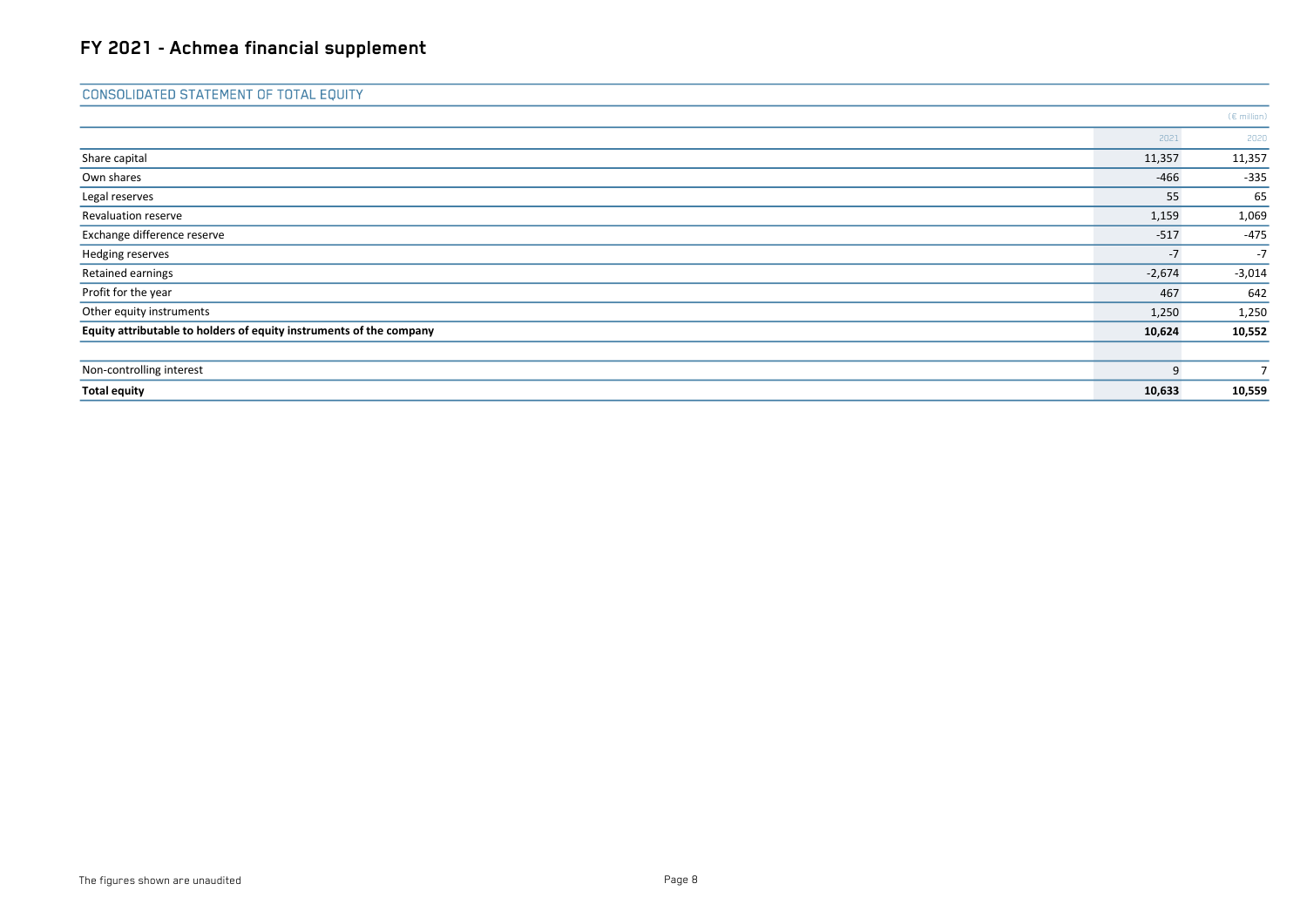# FY 2021 - Achmea financial supplement

## CONSOLIDATED STATEMENT OF TOTAL EQUITY

(€ million)

| | 2021 | 2020 |
|---|---|---|
| Share capital | 11,357 | 11,357 |
| Own shares | -466 | -335 |
| Legal reserves | 55 | 65 |
| Revaluation reserve | 1,159 | 1,069 |
| Exchange difference reserve | -517 | -475 |
| Hedging reserves | -7 | -7 |
| Retained earnings | -2,674 | -3,014 |
| Profit for the year | 467 | 642 |
| Other equity instruments | 1,250 | 1,250 |
| **Equity attributable to holders of equity instruments of the company** | **10,624** | **10,552** |
| | | |
| Non-controlling interest | 9 | 7 |
| **Total equity** | **10,633** | **10,559** |

The figures shown are unaudited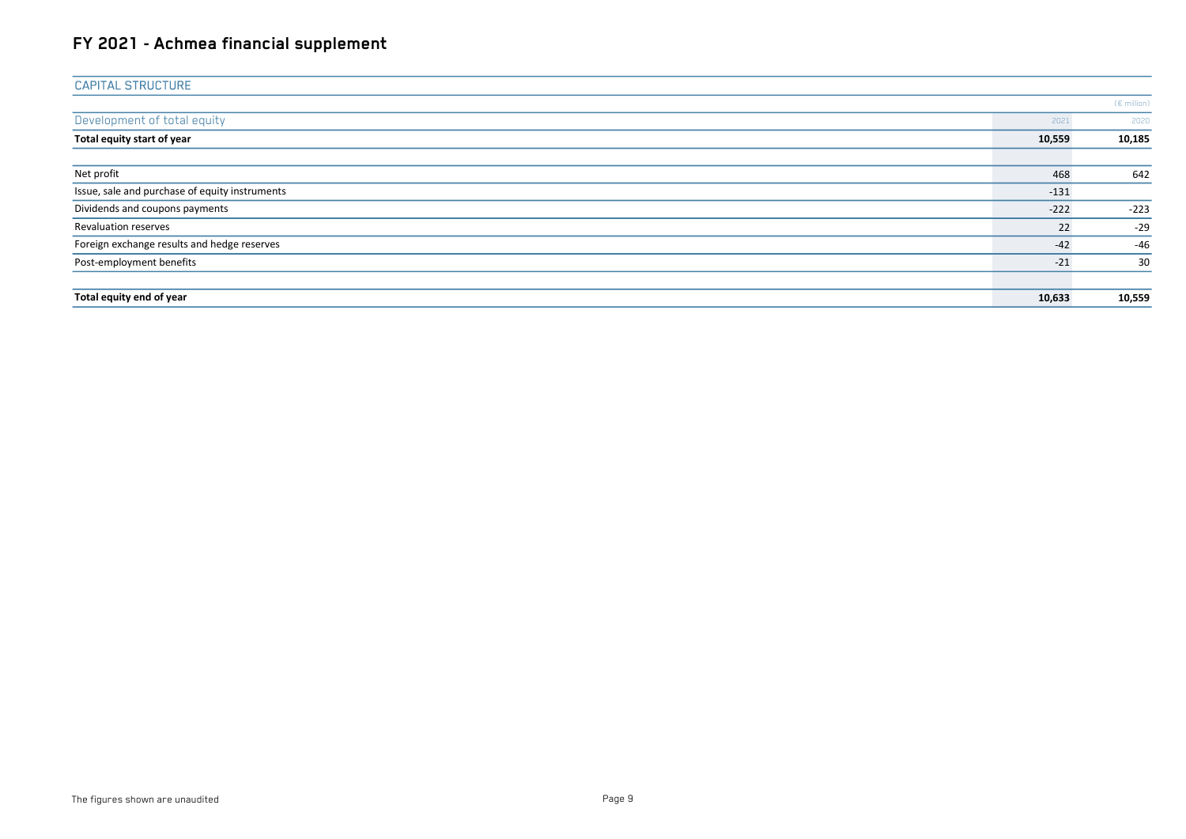# FY 2021 - Achmea financial supplement

## CAPITAL STRUCTURE

(€ million)

| Development of total equity | 2021 | 2020 |
|---|---|---|
| **Total equity start of year** | **10,559** | **10,185** |
| | | |
| Net profit | 468 | 642 |
| Issue, sale and purchase of equity instruments | -131 | |
| Dividends and coupons payments | -222 | -223 |
| Revaluation reserves | 22 | -29 |
| Foreign exchange results and hedge reserves | -42 | -46 |
| Post-employment benefits | -21 | 30 |
| | | |
| **Total equity end of year** | **10,633** | **10,559** |

The figures shown are unaudited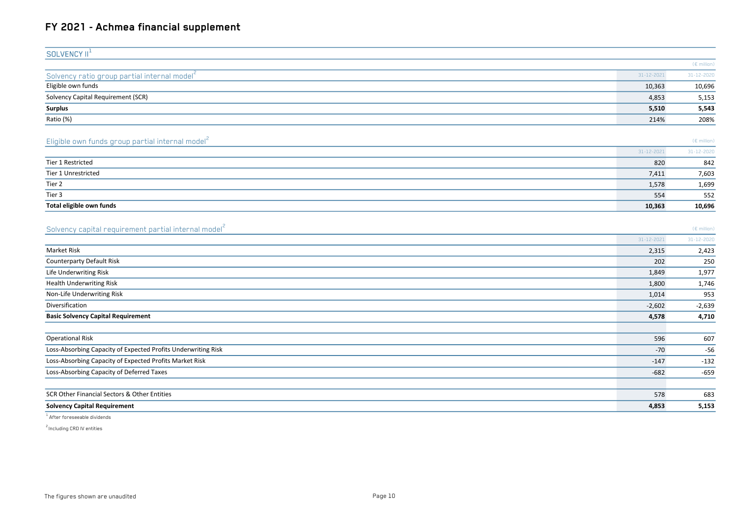# FY 2021 - Achmea financial supplement

## SOLVENCY II[1]

(€ million)

| Solvency ratio group partial internal model[2] | 31-12-2021 | 31-12-2020 |
|---|---|---|
| Eligible own funds | 10,363 | 10,696 |
| Solvency Capital Requirement (SCR) | 4,853 | 5,153 |
| **Surplus** | **5,510** | **5,543** |
| Ratio (%) | 214% | 208% |

(€ million)

| Eligible own funds group partial internal model[2] | 31-12-2021 | 31-12-2020 |
|---|---|---|
| Tier 1 Restricted | 820 | 842 |
| Tier 1 Unrestricted | 7,411 | 7,603 |
| Tier 2 | 1,578 | 1,699 |
| Tier 3 | 554 | 552 |
| **Total eligible own funds** | **10,363** | **10,696** |

(€ million)

| Solvency capital requirement partial internal model[2] | 31-12-2021 | 31-12-2020 |
|---|---|---|
| Market Risk | 2,315 | 2,423 |
| Counterparty Default Risk | 202 | 250 |
| Life Underwriting Risk | 1,849 | 1,977 |
| Health Underwriting Risk | 1,800 | 1,746 |
| Non-Life Underwriting Risk | 1,014 | 953 |
| Diversification | -2,602 | -2,639 |
| **Basic Solvency Capital Requirement** | **4,578** | **4,710** |
| | | |
| Operational Risk | 596 | 607 |
| Loss-Absorbing Capacity of Expected Profits Underwriting Risk | -70 | -56 |
| Loss-Absorbing Capacity of Expected Profits Market Risk | -147 | -132 |
| Loss-Absorbing Capacity of Deferred Taxes | -682 | -659 |
| | | |
| SCR Other Financial Sectors & Other Entities | 578 | 683 |
| **Solvency Capital Requirement** | **4,853** | **5,153** |

[1] After foreseeable dividends

[2] Including CRD IV entities

The figures shown are unaudited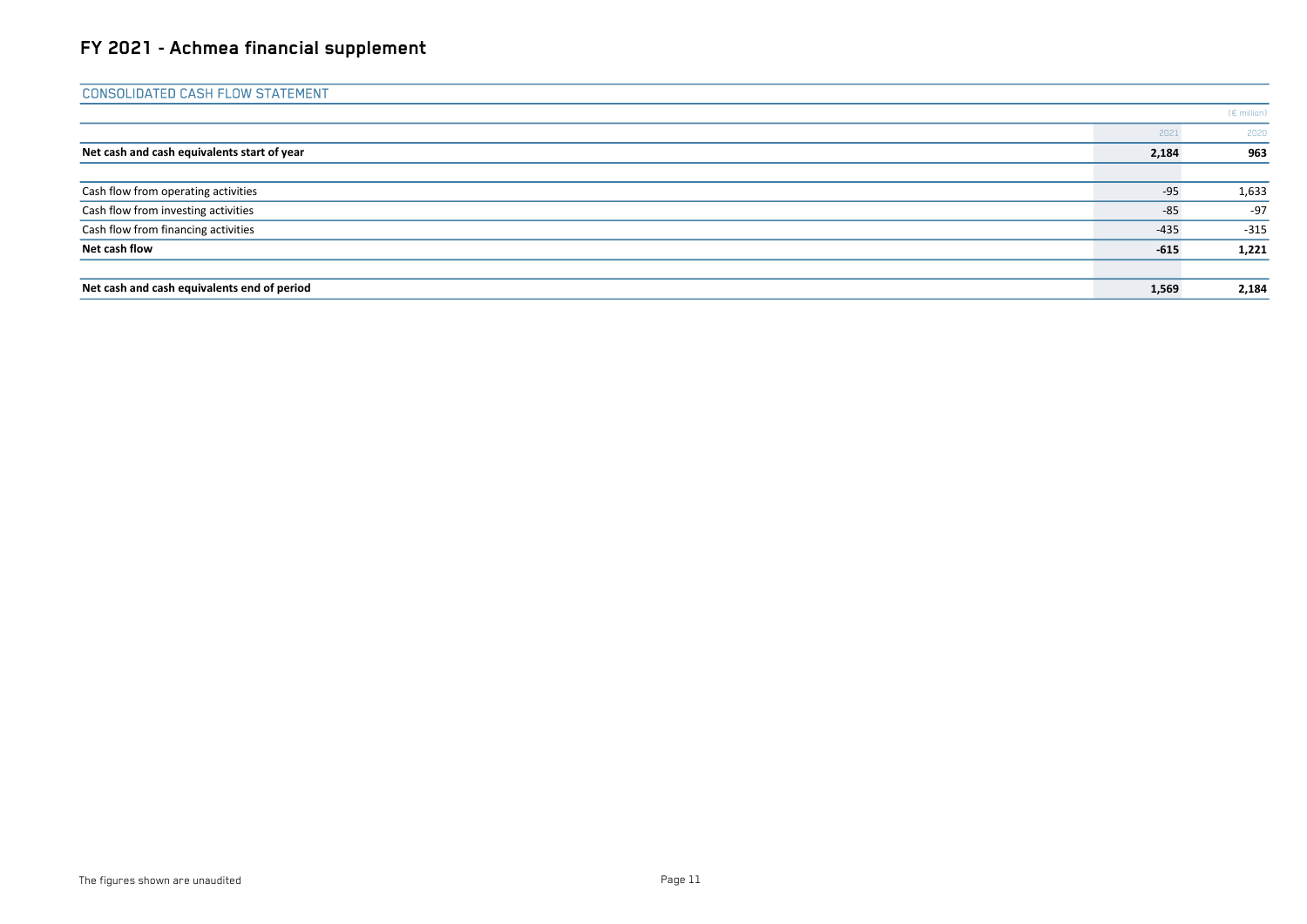# FY 2021 - Achmea financial supplement

## CONSOLIDATED CASH FLOW STATEMENT

(€ million)

| | 2021 | 2020 |
|---|---|---|
| **Net cash and cash equivalents start of year** | **2,184** | **963** |
| | | |
| Cash flow from operating activities | -95 | 1,633 |
| Cash flow from investing activities | -85 | -97 |
| Cash flow from financing activities | -435 | -315 |
| **Net cash flow** | **-615** | **1,221** |
| | | |
| **Net cash and cash equivalents end of period** | **1,569** | **2,184** |

The figures shown are unaudited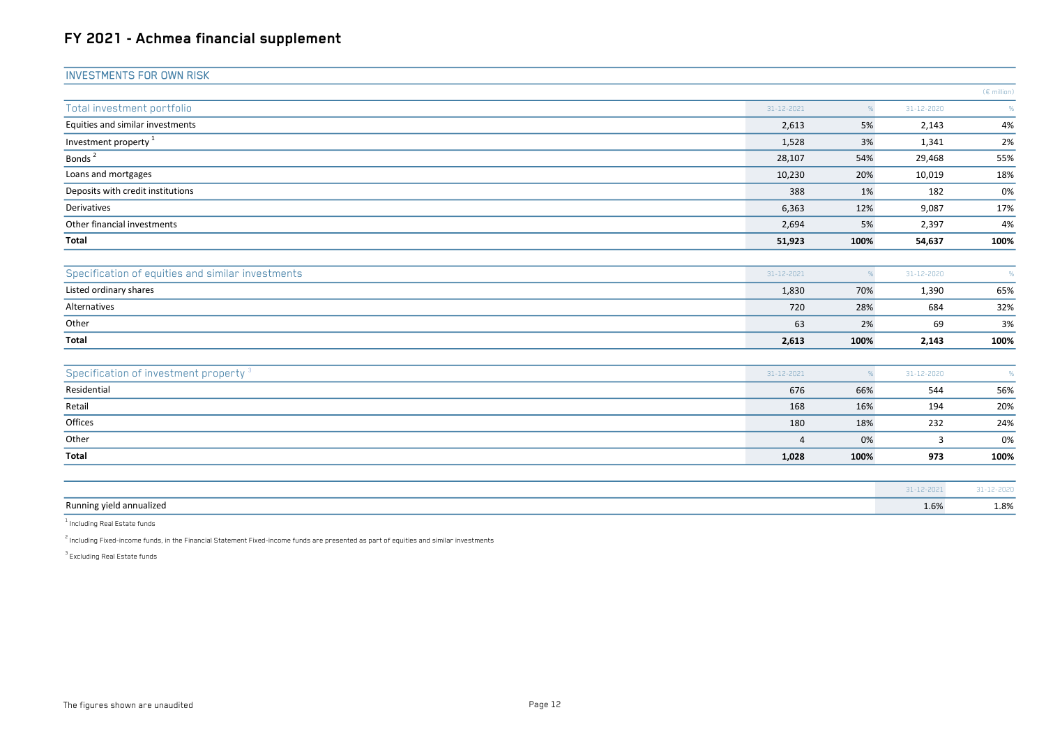# FY 2021 - Achmea financial supplement

## INVESTMENTS FOR OWN RISK

(€ million)

| Total investment portfolio | 31-12-2021 | % | 31-12-2020 | % |
|---|---|---|---|---|
| Equities and similar investments | 2,613 | 5% | 2,143 | 4% |
| Investment property [1] | 1,528 | 3% | 1,341 | 2% |
| Bonds [2] | 28,107 | 54% | 29,468 | 55% |
| Loans and mortgages | 10,230 | 20% | 10,019 | 18% |
| Deposits with credit institutions | 388 | 1% | 182 | 0% |
| Derivatives | 6,363 | 12% | 9,087 | 17% |
| Other financial investments | 2,694 | 5% | 2,397 | 4% |
| **Total** | **51,923** | **100%** | **54,637** | **100%** |

| Specification of equities and similar investments | 31-12-2021 | % | 31-12-2020 | % |
|---|---|---|---|---|
| Listed ordinary shares | 1,830 | 70% | 1,390 | 65% |
| Alternatives | 720 | 28% | 684 | 32% |
| Other | 63 | 2% | 69 | 3% |
| **Total** | **2,613** | **100%** | **2,143** | **100%** |

| Specification of investment property [3] | 31-12-2021 | % | 31-12-2020 | % |
|---|---|---|---|---|
| Residential | 676 | 66% | 544 | 56% |
| Retail | 168 | 16% | 194 | 20% |
| Offices | 180 | 18% | 232 | 24% |
| Other | 4 | 0% | 3 | 0% |
| **Total** | **1,028** | **100%** | **973** | **100%** |

| | 31-12-2021 | 31-12-2020 |
|---|---|---|
| Running yield annualized | 1.6% | 1.8% |

[1] Including Real Estate funds

[2] Including Fixed-income funds, in the Financial Statement Fixed-income funds are presented as part of equities and similar investments

[3] Excluding Real Estate funds

The figures shown are unaudited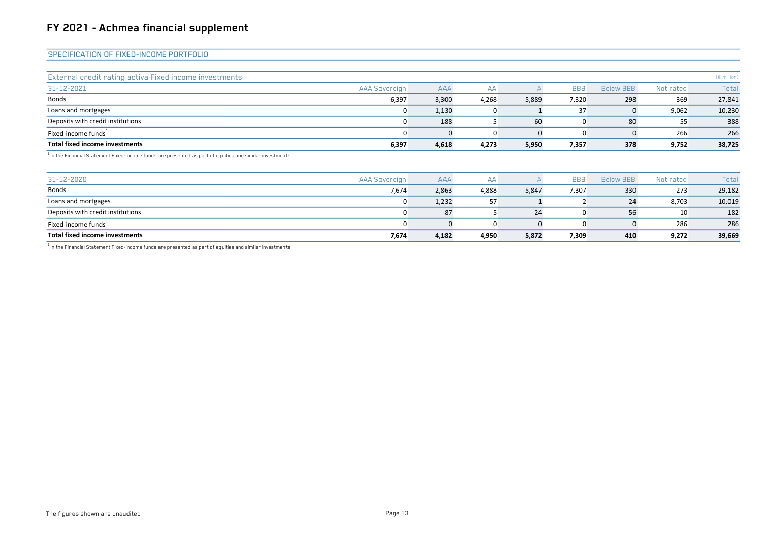# FY 2021 - Achmea financial supplement

## SPECIFICATION OF FIXED-INCOME PORTFOLIO

External credit rating activa Fixed income investments (€ million)

| 31-12-2021 | AAA Sovereign | AAA | AA | A | BBB | Below BBB | Not rated | Total |
|---|---|---|---|---|---|---|---|---|
| Bonds | 6,397 | 3,300 | 4,268 | 5,889 | 7,320 | 298 | 369 | 27,841 |
| Loans and mortgages | 0 | 1,130 | 0 | 1 | 37 | 0 | 9,062 | 10,230 |
| Deposits with credit institutions | 0 | 188 | 5 | 60 | 0 | 80 | 55 | 388 |
| Fixed-income funds[1] | 0 | 0 | 0 | 0 | 0 | 0 | 266 | 266 |
| **Total fixed income investments** | **6,397** | **4,618** | **4,273** | **5,950** | **7,357** | **378** | **9,752** | **38,725** |

[1] In the Financial Statement Fixed-income funds are presented as part of equities and similar investments

| 31-12-2020 | AAA Sovereign | AAA | AA | A | BBB | Below BBB | Not rated | Total |
|---|---|---|---|---|---|---|---|---|
| Bonds | 7,674 | 2,863 | 4,888 | 5,847 | 7,307 | 330 | 273 | 29,182 |
| Loans and mortgages | 0 | 1,232 | 57 | 1 | 2 | 24 | 8,703 | 10,019 |
| Deposits with credit institutions | 0 | 87 | 5 | 24 | 0 | 56 | 10 | 182 |
| Fixed-income funds[1] | 0 | 0 | 0 | 0 | 0 | 0 | 286 | 286 |
| **Total fixed income investments** | **7,674** | **4,182** | **4,950** | **5,872** | **7,309** | **410** | **9,272** | **39,669** |

[1] In the Financial Statement Fixed-income funds are presented as part of equities and similar investments

The figures shown are unaudited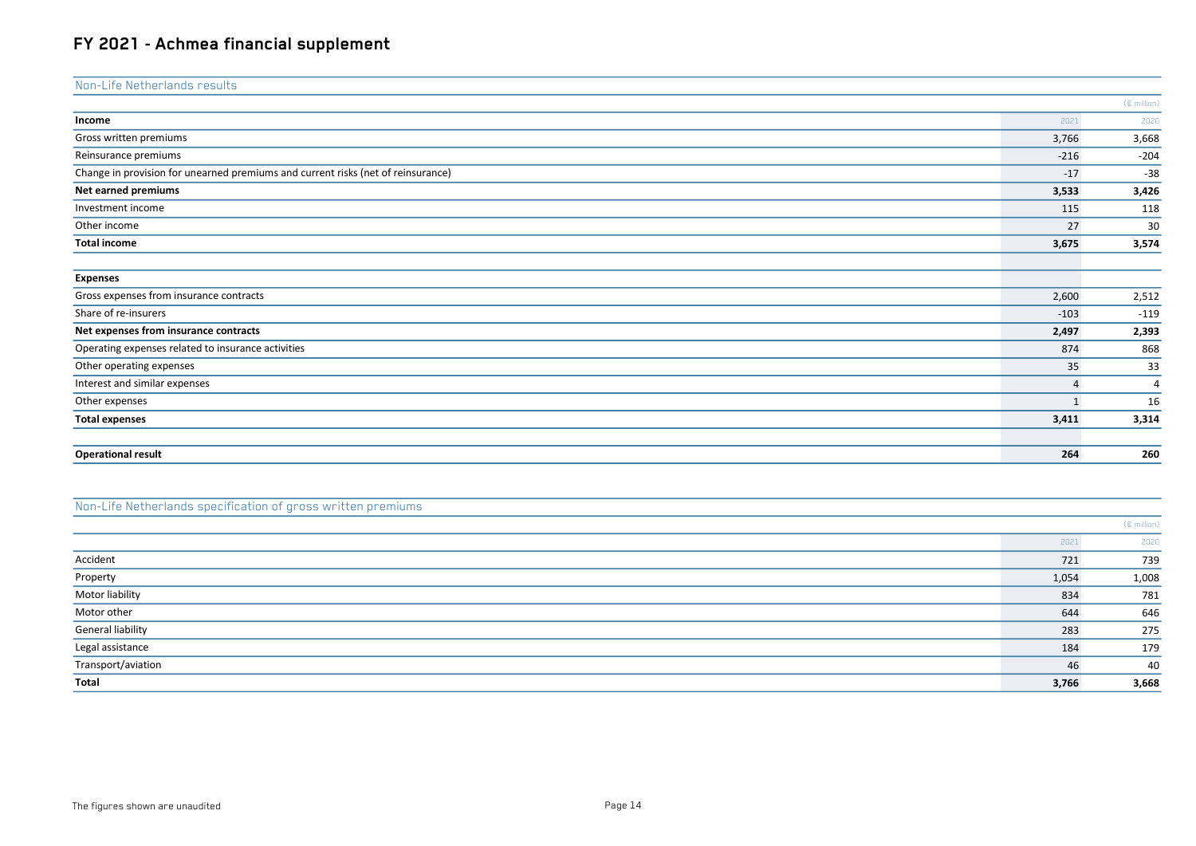# FY 2021 - Achmea financial supplement

## Non-Life Netherlands results

| (€ million) | 2021 | 2020 |
|---|---|---|
| **Income** | | |
| Gross written premiums | 3,766 | 3,668 |
| Reinsurance premiums | -216 | -204 |
| Change in provision for unearned premiums and current risks (net of reinsurance) | -17 | -38 |
| **Net earned premiums** | **3,533** | **3,426** |
| Investment income | 115 | 118 |
| Other income | 27 | 30 |
| **Total income** | **3,675** | **3,574** |
| | | |
| **Expenses** | | |
| Gross expenses from insurance contracts | 2,600 | 2,512 |
| Share of re-insurers | -103 | -119 |
| **Net expenses from insurance contracts** | **2,497** | **2,393** |
| Operating expenses related to insurance activities | 874 | 868 |
| Other operating expenses | 35 | 33 |
| Interest and similar expenses | 4 | 4 |
| Other expenses | 1 | 16 |
| **Total expenses** | **3,411** | **3,314** |
| | | |
| **Operational result** | **264** | **260** |

## Non-Life Netherlands specification of gross written premiums

| (€ million) | 2021 | 2020 |
|---|---|---|
| Accident | 721 | 739 |
| Property | 1,054 | 1,008 |
| Motor liability | 834 | 781 |
| Motor other | 644 | 646 |
| General liability | 283 | 275 |
| Legal assistance | 184 | 179 |
| Transport/aviation | 46 | 40 |
| **Total** | **3,766** | **3,668** |

The figures shown are unaudited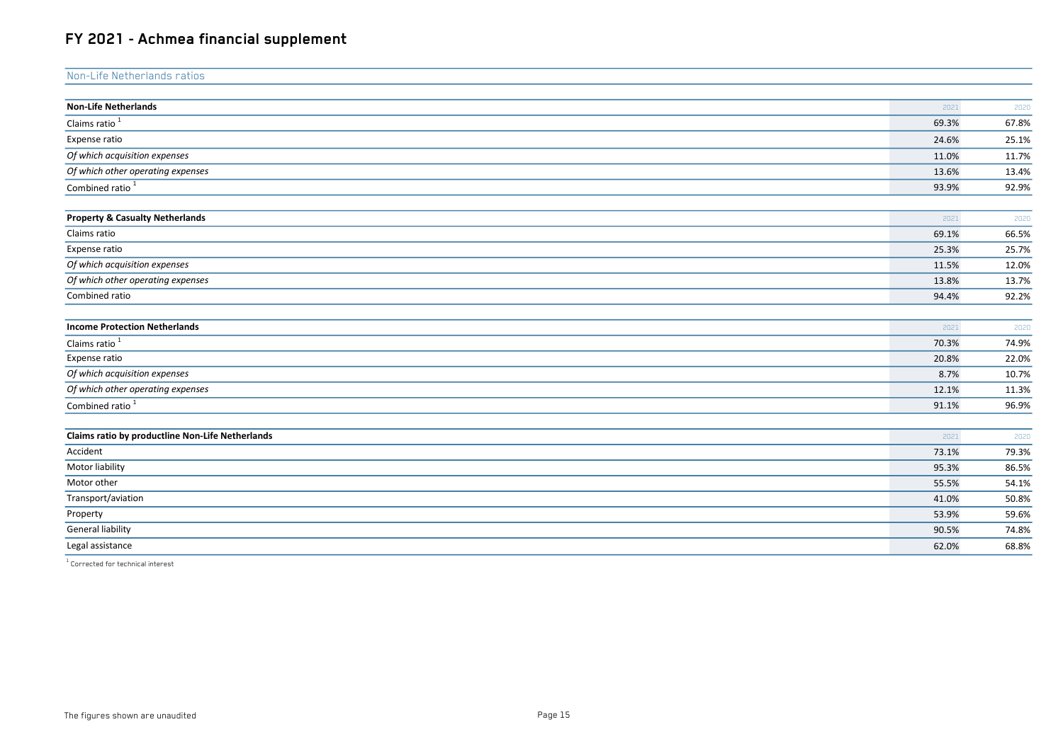# FY 2021 - Achmea financial supplement

## Non-Life Netherlands ratios

| **Non-Life Netherlands** | 2021 | 2020 |
|---|---|---|
| Claims ratio [1] | 69.3% | 67.8% |
| Expense ratio | 24.6% | 25.1% |
| *Of which acquisition expenses* | 11.0% | 11.7% |
| *Of which other operating expenses* | 13.6% | 13.4% |
| Combined ratio [1] | 93.9% | 92.9% |

| **Property & Casualty Netherlands** | 2021 | 2020 |
|---|---|---|
| Claims ratio | 69.1% | 66.5% |
| Expense ratio | 25.3% | 25.7% |
| *Of which acquisition expenses* | 11.5% | 12.0% |
| *Of which other operating expenses* | 13.8% | 13.7% |
| Combined ratio | 94.4% | 92.2% |

| **Income Protection Netherlands** | 2021 | 2020 |
|---|---|---|
| Claims ratio [1] | 70.3% | 74.9% |
| Expense ratio | 20.8% | 22.0% |
| *Of which acquisition expenses* | 8.7% | 10.7% |
| *Of which other operating expenses* | 12.1% | 11.3% |
| Combined ratio [1] | 91.1% | 96.9% |

| **Claims ratio by productline Non-Life Netherlands** | 2021 | 2020 |
|---|---|---|
| Accident | 73.1% | 79.3% |
| Motor liability | 95.3% | 86.5% |
| Motor other | 55.5% | 54.1% |
| Transport/aviation | 41.0% | 50.8% |
| Property | 53.9% | 59.6% |
| General liability | 90.5% | 74.8% |
| Legal assistance | 62.0% | 68.8% |

[1] Corrected for technical interest

The figures shown are unaudited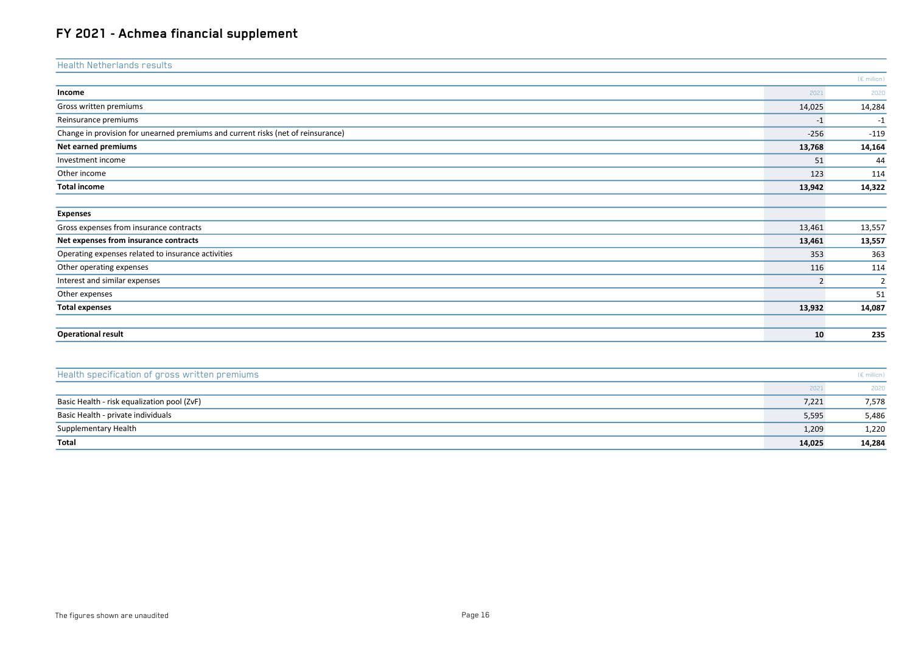# FY 2021 - Achmea financial supplement

## Health Netherlands results

(€ million)

| Income | 2021 | 2020 |
|---|---|---|
| Gross written premiums | 14,025 | 14,284 |
| Reinsurance premiums | -1 | -1 |
| Change in provision for unearned premiums and current risks (net of reinsurance) | -256 | -119 |
| **Net earned premiums** | **13,768** | **14,164** |
| Investment income | 51 | 44 |
| Other income | 123 | 114 |
| **Total income** | **13,942** | **14,322** |
| | | |
| **Expenses** | | |
| Gross expenses from insurance contracts | 13,461 | 13,557 |
| **Net expenses from insurance contracts** | **13,461** | **13,557** |
| Operating expenses related to insurance activities | 353 | 363 |
| Other operating expenses | 116 | 114 |
| Interest and similar expenses | 2 | 2 |
| Other expenses | | 51 |
| **Total expenses** | **13,932** | **14,087** |
| | | |
| **Operational result** | **10** | **235** |

## Health specification of gross written premiums

(€ million)

| | 2021 | 2020 |
|---|---|---|
| Basic Health - risk equalization pool (ZvF) | 7,221 | 7,578 |
| Basic Health - private individuals | 5,595 | 5,486 |
| Supplementary Health | 1,209 | 1,220 |
| **Total** | **14,025** | **14,284** |

The figures shown are unaudited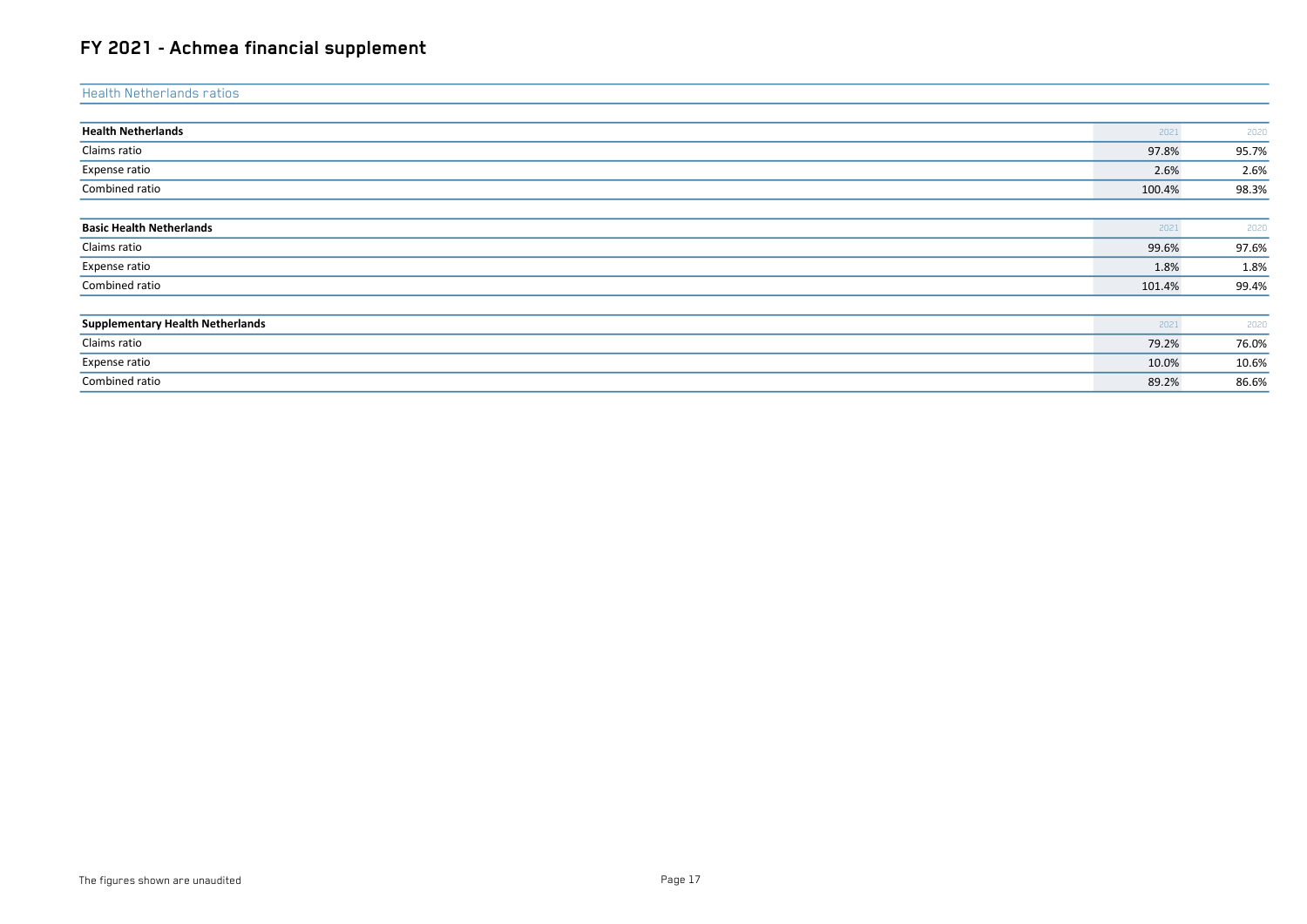# FY 2021 - Achmea financial supplement

## Health Netherlands ratios

| Health Netherlands | 2021 | 2020 |
|---|---|---|
| Claims ratio | 97.8% | 95.7% |
| Expense ratio | 2.6% | 2.6% |
| Combined ratio | 100.4% | 98.3% |

| Basic Health Netherlands | 2021 | 2020 |
|---|---|---|
| Claims ratio | 99.6% | 97.6% |
| Expense ratio | 1.8% | 1.8% |
| Combined ratio | 101.4% | 99.4% |

| Supplementary Health Netherlands | 2021 | 2020 |
|---|---|---|
| Claims ratio | 79.2% | 76.0% |
| Expense ratio | 10.0% | 10.6% |
| Combined ratio | 89.2% | 86.6% |

The figures shown are unaudited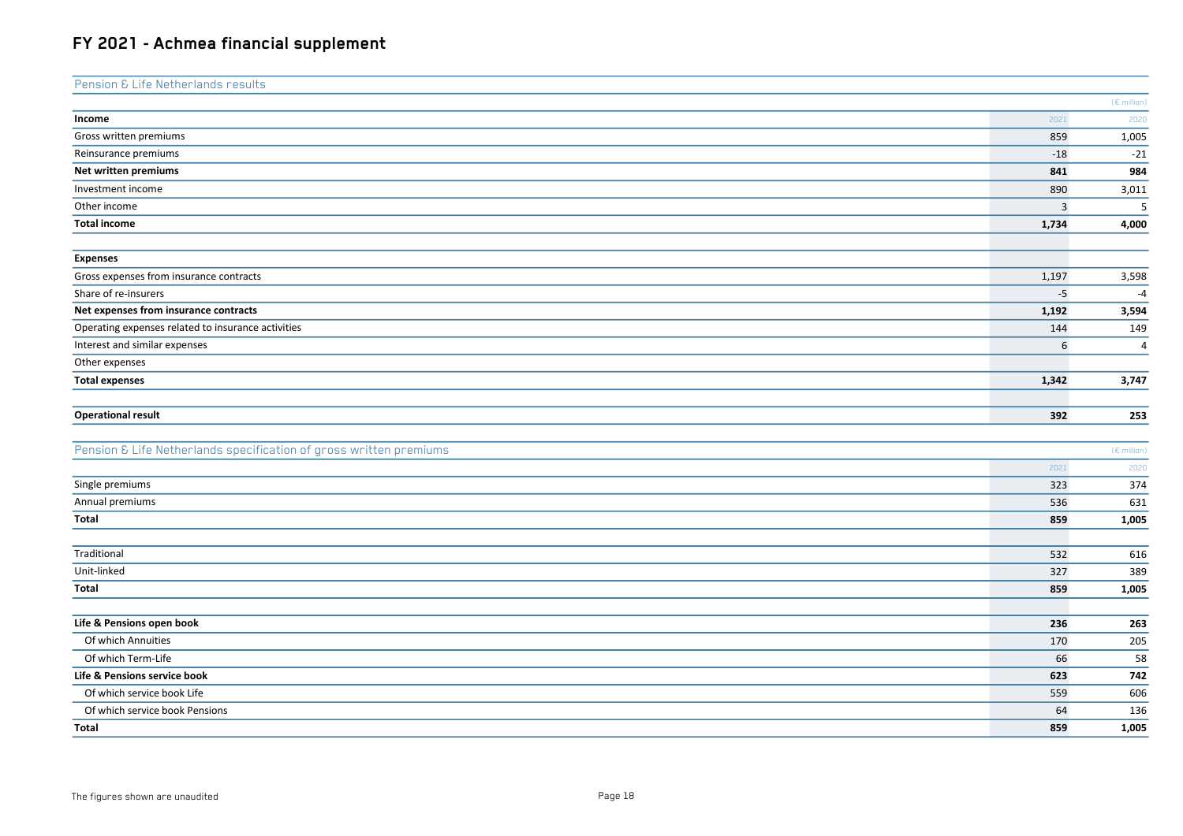# FY 2021 - Achmea financial supplement

## Pension & Life Netherlands results

(€ million)

| Income | 2021 | 2020 |
|---|---|---|
| Gross written premiums | 859 | 1,005 |
| Reinsurance premiums | -18 | -21 |
| **Net written premiums** | **841** | **984** |
| Investment income | 890 | 3,011 |
| Other income | 3 | 5 |
| **Total income** | **1,734** | **4,000** |
| | | |
| **Expenses** | | |
| Gross expenses from insurance contracts | 1,197 | 3,598 |
| Share of re-insurers | -5 | -4 |
| **Net expenses from insurance contracts** | **1,192** | **3,594** |
| Operating expenses related to insurance activities | 144 | 149 |
| Interest and similar expenses | 6 | 4 |
| Other expenses | | |
| **Total expenses** | **1,342** | **3,747** |
| | | |
| **Operational result** | **392** | **253** |

## Pension & Life Netherlands specification of gross written premiums

(€ million)

| | 2021 | 2020 |
|---|---|---|
| Single premiums | 323 | 374 |
| Annual premiums | 536 | 631 |
| **Total** | **859** | **1,005** |
| | | |
| Traditional | 532 | 616 |
| Unit-linked | 327 | 389 |
| **Total** | **859** | **1,005** |
| | | |
| **Life & Pensions open book** | **236** | **263** |
| Of which Annuities | 170 | 205 |
| Of which Term-Life | 66 | 58 |
| **Life & Pensions service book** | **623** | **742** |
| Of which service book Life | 559 | 606 |
| Of which service book Pensions | 64 | 136 |
| **Total** | **859** | **1,005** |

The figures shown are unaudited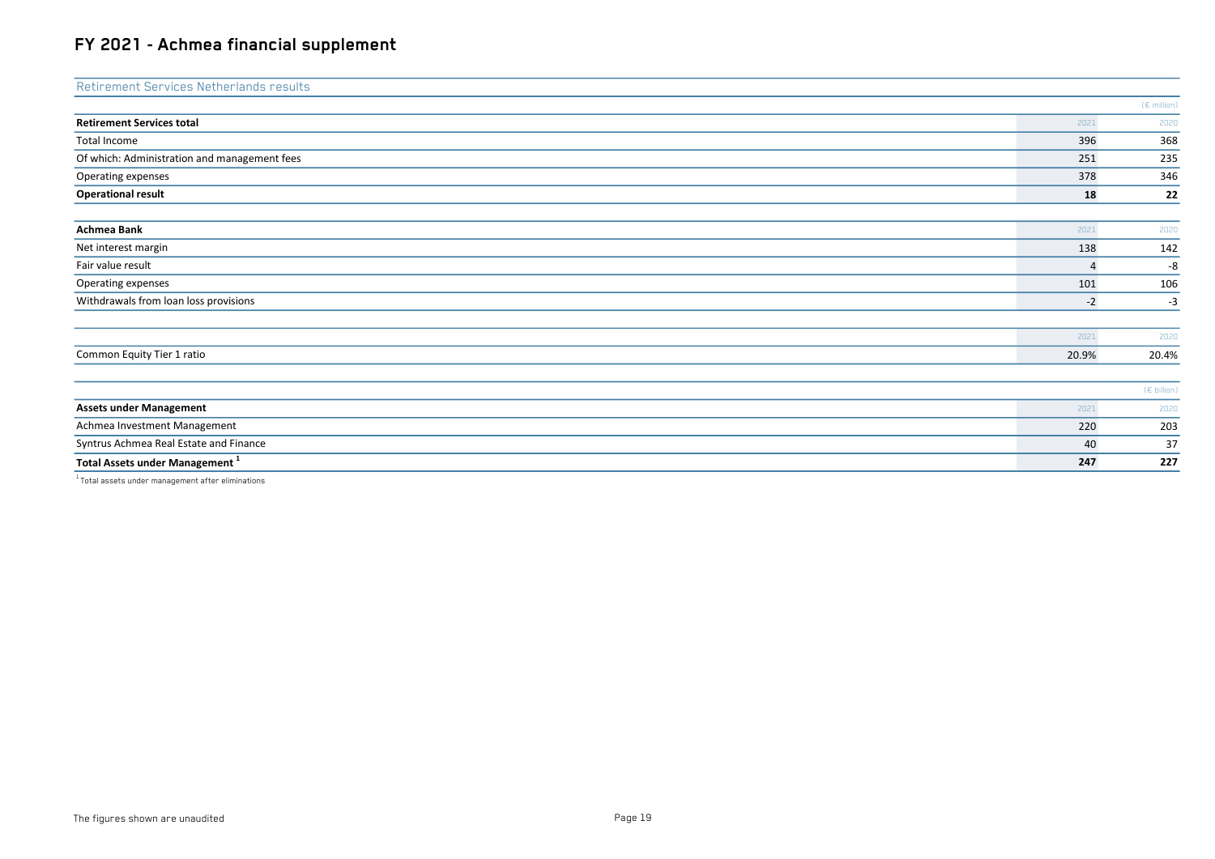# FY 2021 - Achmea financial supplement

## Retirement Services Netherlands results

(€ million)

| **Retirement Services total** | 2021 | 2020 |
|---|---|---|
| Total Income | 396 | 368 |
| Of which: Administration and management fees | 251 | 235 |
| Operating expenses | 378 | 346 |
| **Operational result** | **18** | **22** |

| **Achmea Bank** | 2021 | 2020 |
|---|---|---|
| Net interest margin | 138 | 142 |
| Fair value result | 4 | -8 |
| Operating expenses | 101 | 106 |
| Withdrawals from loan loss provisions | -2 | -3 |

| | 2021 | 2020 |
|---|---|---|
| Common Equity Tier 1 ratio | 20.9% | 20.4% |

(€ billion)

| **Assets under Management** | 2021 | 2020 |
|---|---|---|
| Achmea Investment Management | 220 | 203 |
| Syntrus Achmea Real Estate and Finance | 40 | 37 |
| **Total Assets under Management [1]** | **247** | **227** |

[1] Total assets under management after eliminations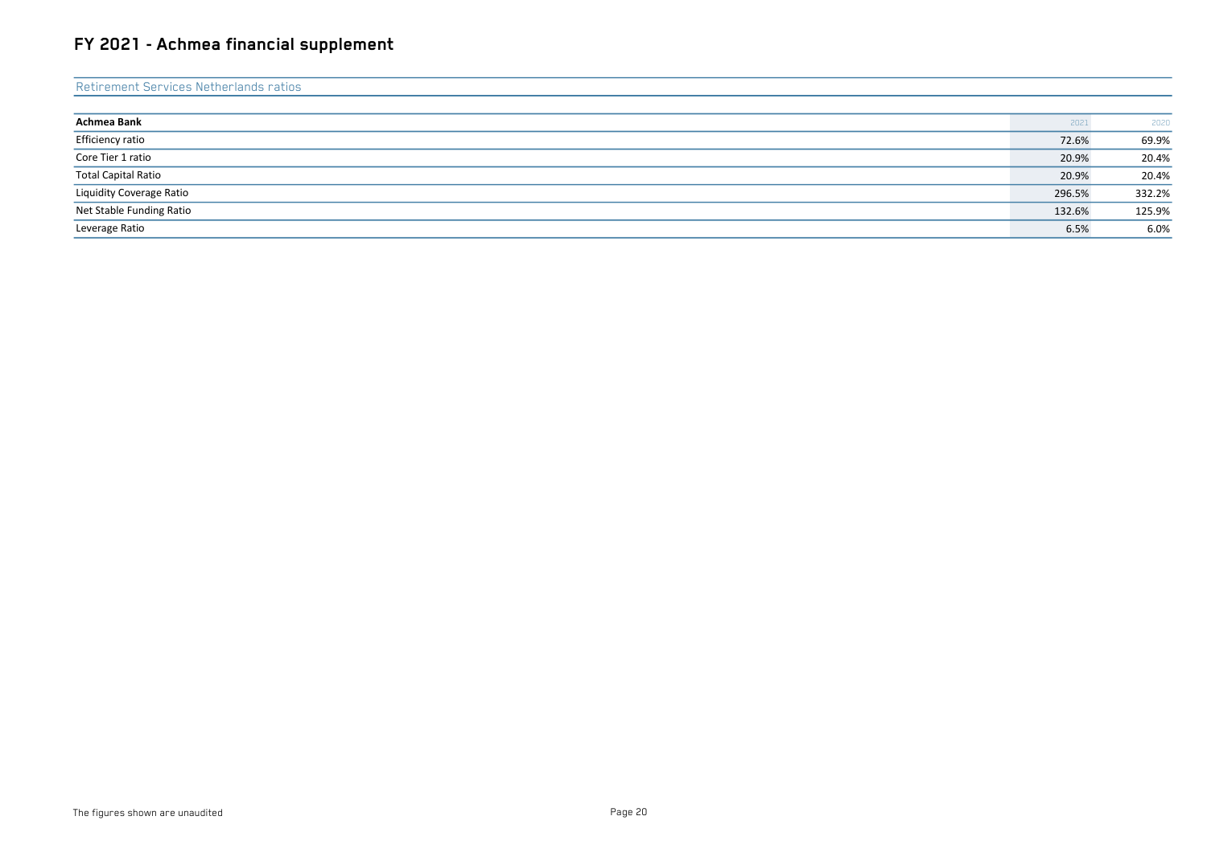# FY 2021 - Achmea financial supplement

## Retirement Services Netherlands ratios

| Achmea Bank | 2021 | 2020 |
|---|---|---|
| Efficiency ratio | 72.6% | 69.9% |
| Core Tier 1 ratio | 20.9% | 20.4% |
| Total Capital Ratio | 20.9% | 20.4% |
| Liquidity Coverage Ratio | 296.5% | 332.2% |
| Net Stable Funding Ratio | 132.6% | 125.9% |
| Leverage Ratio | 6.5% | 6.0% |

The figures shown are unaudited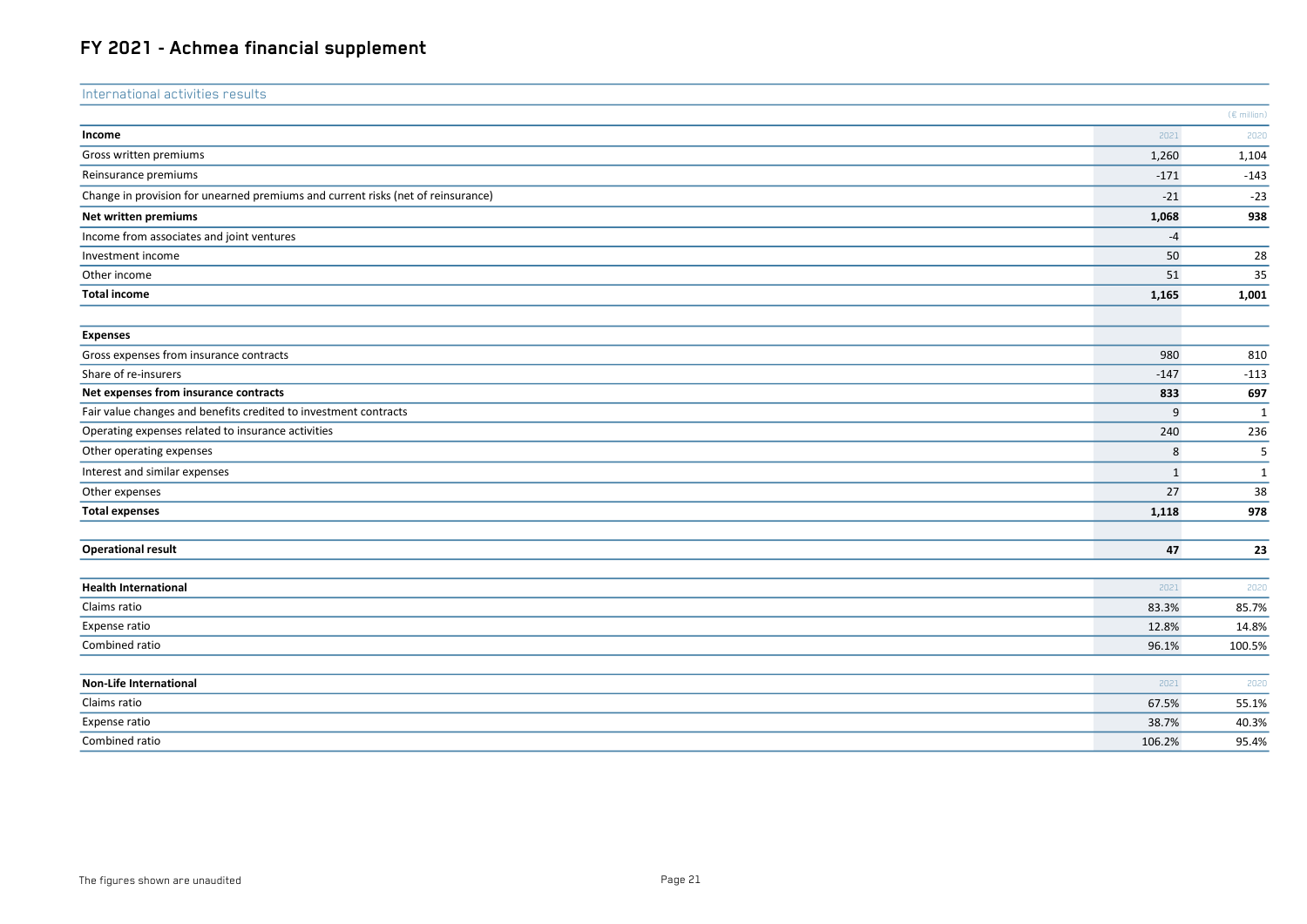# FY 2021 - Achmea financial supplement

## International activities results

(€ million)

| Income | 2021 | 2020 |
|---|---|---|
| Gross written premiums | 1,260 | 1,104 |
| Reinsurance premiums | -171 | -143 |
| Change in provision for unearned premiums and current risks (net of reinsurance) | -21 | -23 |
| **Net written premiums** | **1,068** | **938** |
| Income from associates and joint ventures | -4 | |
| Investment income | 50 | 28 |
| Other income | 51 | 35 |
| **Total income** | **1,165** | **1,001** |
| | | |
| **Expenses** | | |
| Gross expenses from insurance contracts | 980 | 810 |
| Share of re-insurers | -147 | -113 |
| **Net expenses from insurance contracts** | **833** | **697** |
| Fair value changes and benefits credited to investment contracts | 9 | 1 |
| Operating expenses related to insurance activities | 240 | 236 |
| Other operating expenses | 8 | 5 |
| Interest and similar expenses | 1 | 1 |
| Other expenses | 27 | 38 |
| **Total expenses** | **1,118** | **978** |
| | | |
| **Operational result** | **47** | **23** |

| Health International | 2021 | 2020 |
|---|---|---|
| Claims ratio | 83.3% | 85.7% |
| Expense ratio | 12.8% | 14.8% |
| Combined ratio | 96.1% | 100.5% |

| Non-Life International | 2021 | 2020 |
|---|---|---|
| Claims ratio | 67.5% | 55.1% |
| Expense ratio | 38.7% | 40.3% |
| Combined ratio | 106.2% | 95.4% |

The figures shown are unaudited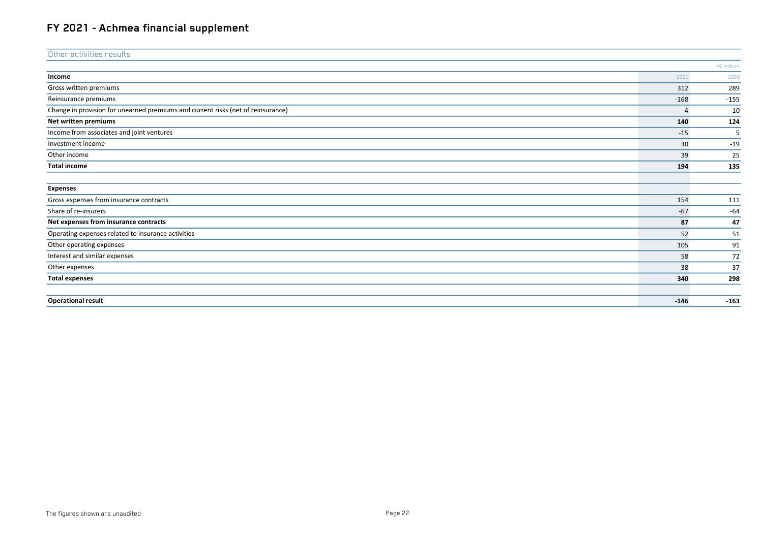# FY 2021 - Achmea financial supplement

## Other activities results

(€ million)

| Income | 2021 | 2020 |
|---|---|---|
| Gross written premiums | 312 | 289 |
| Reinsurance premiums | -168 | -155 |
| Change in provision for unearned premiums and current risks (net of reinsurance) | -4 | -10 |
| **Net written premiums** | **140** | **124** |
| Income from associates and joint ventures | -15 | 5 |
| Investment income | 30 | -19 |
| Other income | 39 | 25 |
| **Total income** | **194** | **135** |
| | | |
| **Expenses** | | |
| Gross expenses from insurance contracts | 154 | 111 |
| Share of re-insurers | -67 | -64 |
| **Net expenses from insurance contracts** | **87** | **47** |
| Operating expenses related to insurance activities | 52 | 51 |
| Other operating expenses | 105 | 91 |
| Interest and similar expenses | 58 | 72 |
| Other expenses | 38 | 37 |
| **Total expenses** | **340** | **298** |
| | | |
| **Operational result** | **-146** | **-163** |

The figures shown are unaudited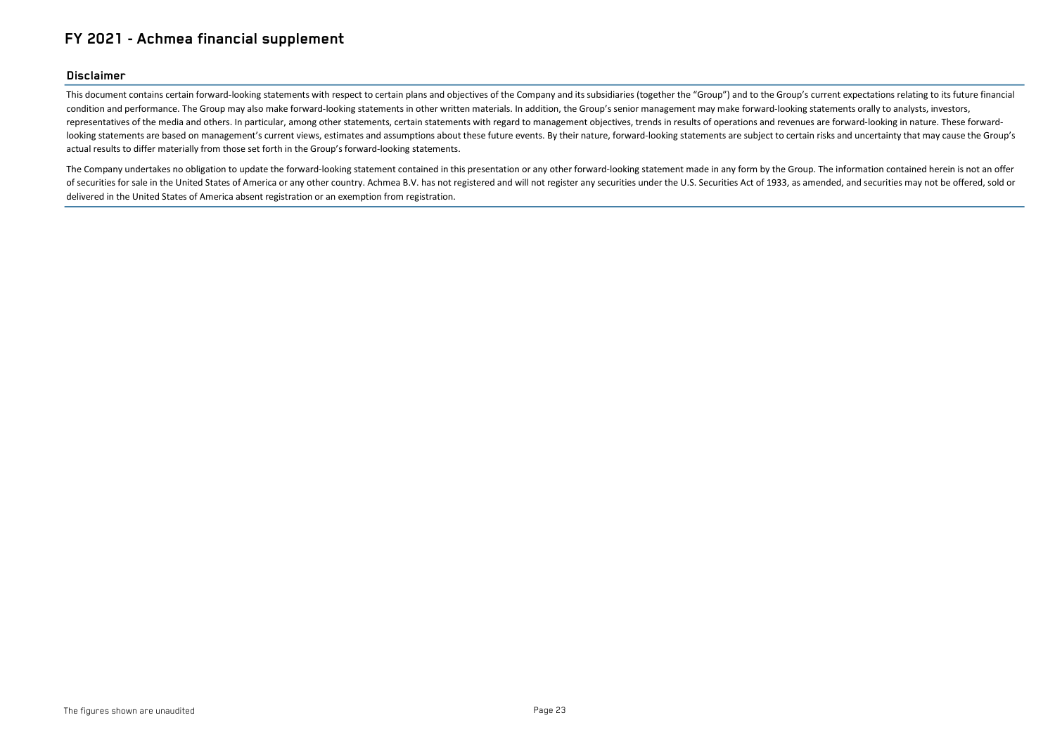# FY 2021 - Achmea financial supplement

## Disclaimer

This document contains certain forward-looking statements with respect to certain plans and objectives of the Company and its subsidiaries (together the "Group") and to the Group's current expectations relating to its future financial condition and performance. The Group may also make forward-looking statements in other written materials. In addition, the Group's senior management may make forward-looking statements orally to analysts, investors, representatives of the media and others. In particular, among other statements, certain statements with regard to management objectives, trends in results of operations and revenues are forward-looking in nature. These forward-looking statements are based on management's current views, estimates and assumptions about these future events. By their nature, forward-looking statements are subject to certain risks and uncertainty that may cause the Group's actual results to differ materially from those set forth in the Group's forward-looking statements.

The Company undertakes no obligation to update the forward-looking statement contained in this presentation or any other forward-looking statement made in any form by the Group. The information contained herein is not an offer of securities for sale in the United States of America or any other country. Achmea B.V. has not registered and will not register any securities under the U.S. Securities Act of 1933, as amended, and securities may not be offered, sold or delivered in the United States of America absent registration or an exemption from registration.

The figures shown are unaudited